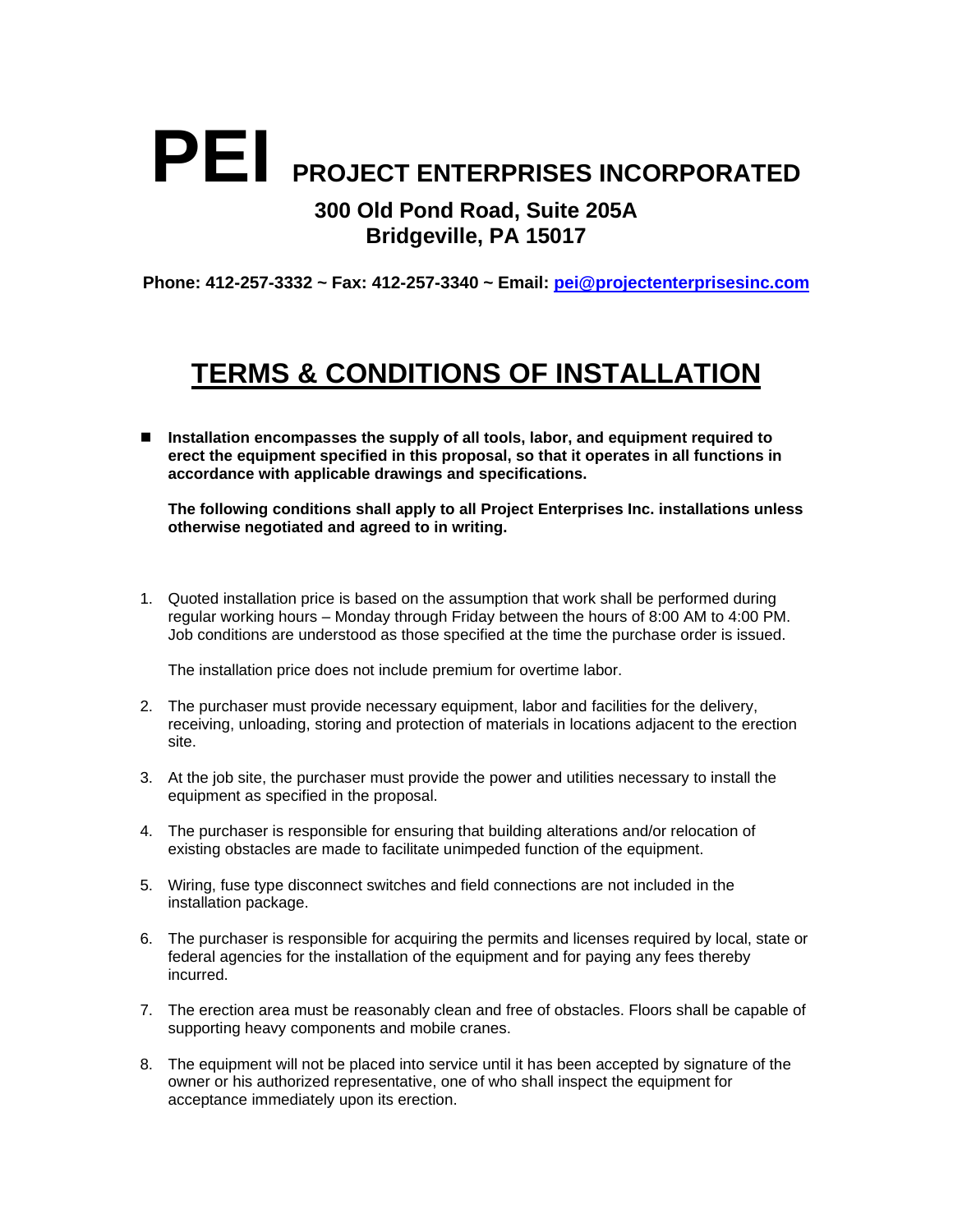# PEI PROJECT ENTERPRISES INCORPORATED

**300 Old Pond Road, Suite 205A**
**Bridgeville, PA 15017**

**Phone: 412-257-3332 ~ Fax: 412-257-3340 ~ Email: pei@projectenterprisesinc.com**

## TERMS & CONDITIONS OF INSTALLATION

- **Installation encompasses the supply of all tools, labor, and equipment required to erect the equipment specified in this proposal, so that it operates in all functions in accordance with applicable drawings and specifications.**

  **The following conditions shall apply to all Project Enterprises Inc. installations unless otherwise negotiated and agreed to in writing.**

1. Quoted installation price is based on the assumption that work shall be performed during regular working hours – Monday through Friday between the hours of 8:00 AM to 4:00 PM. Job conditions are understood as those specified at the time the purchase order is issued.

   The installation price does not include premium for overtime labor.

2. The purchaser must provide necessary equipment, labor and facilities for the delivery, receiving, unloading, storing and protection of materials in locations adjacent to the erection site.

3. At the job site, the purchaser must provide the power and utilities necessary to install the equipment as specified in the proposal.

4. The purchaser is responsible for ensuring that building alterations and/or relocation of existing obstacles are made to facilitate unimpeded function of the equipment.

5. Wiring, fuse type disconnect switches and field connections are not included in the installation package.

6. The purchaser is responsible for acquiring the permits and licenses required by local, state or federal agencies for the installation of the equipment and for paying any fees thereby incurred.

7. The erection area must be reasonably clean and free of obstacles. Floors shall be capable of supporting heavy components and mobile cranes.

8. The equipment will not be placed into service until it has been accepted by signature of the owner or his authorized representative, one of who shall inspect the equipment for acceptance immediately upon its erection.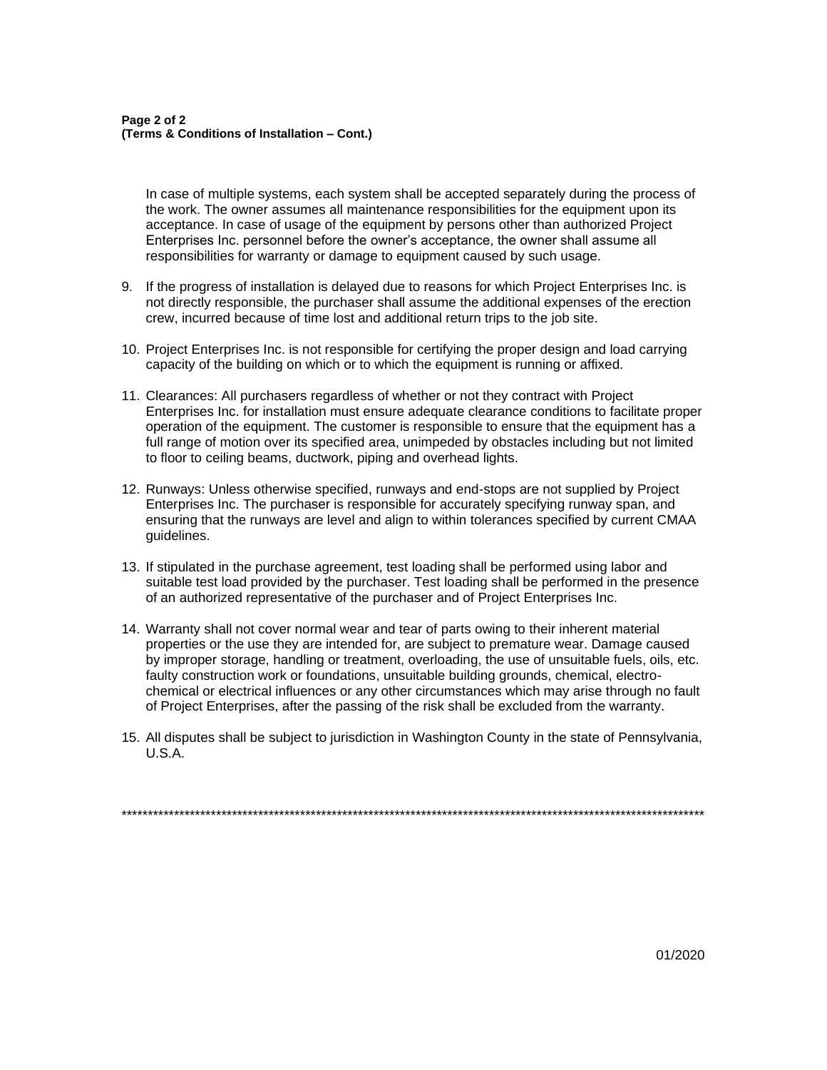**(Terms & Conditions of Installation – Cont.)**

In case of multiple systems, each system shall be accepted separately during the process of the work. The owner assumes all maintenance responsibilities for the equipment upon its acceptance. In case of usage of the equipment by persons other than authorized Project Enterprises Inc. personnel before the owner's acceptance, the owner shall assume all responsibilities for warranty or damage to equipment caused by such usage.

9. If the progress of installation is delayed due to reasons for which Project Enterprises Inc. is not directly responsible, the purchaser shall assume the additional expenses of the erection crew, incurred because of time lost and additional return trips to the job site.

10. Project Enterprises Inc. is not responsible for certifying the proper design and load carrying capacity of the building on which or to which the equipment is running or affixed.

11. Clearances: All purchasers regardless of whether or not they contract with Project Enterprises Inc. for installation must ensure adequate clearance conditions to facilitate proper operation of the equipment. The customer is responsible to ensure that the equipment has a full range of motion over its specified area, unimpeded by obstacles including but not limited to floor to ceiling beams, ductwork, piping and overhead lights.

12. Runways: Unless otherwise specified, runways and end-stops are not supplied by Project Enterprises Inc. The purchaser is responsible for accurately specifying runway span, and ensuring that the runways are level and align to within tolerances specified by current CMAA guidelines.

13. If stipulated in the purchase agreement, test loading shall be performed using labor and suitable test load provided by the purchaser. Test loading shall be performed in the presence of an authorized representative of the purchaser and of Project Enterprises Inc.

14. Warranty shall not cover normal wear and tear of parts owing to their inherent material properties or the use they are intended for, are subject to premature wear. Damage caused by improper storage, handling or treatment, overloading, the use of unsuitable fuels, oils, etc. faulty construction work or foundations, unsuitable building grounds, chemical, electro-chemical or electrical influences or any other circumstances which may arise through no fault of Project Enterprises, after the passing of the risk shall be excluded from the warranty.

15. All disputes shall be subject to jurisdiction in Washington County in the state of Pennsylvania, U.S.A.

**************************************************************************************************************

01/2020